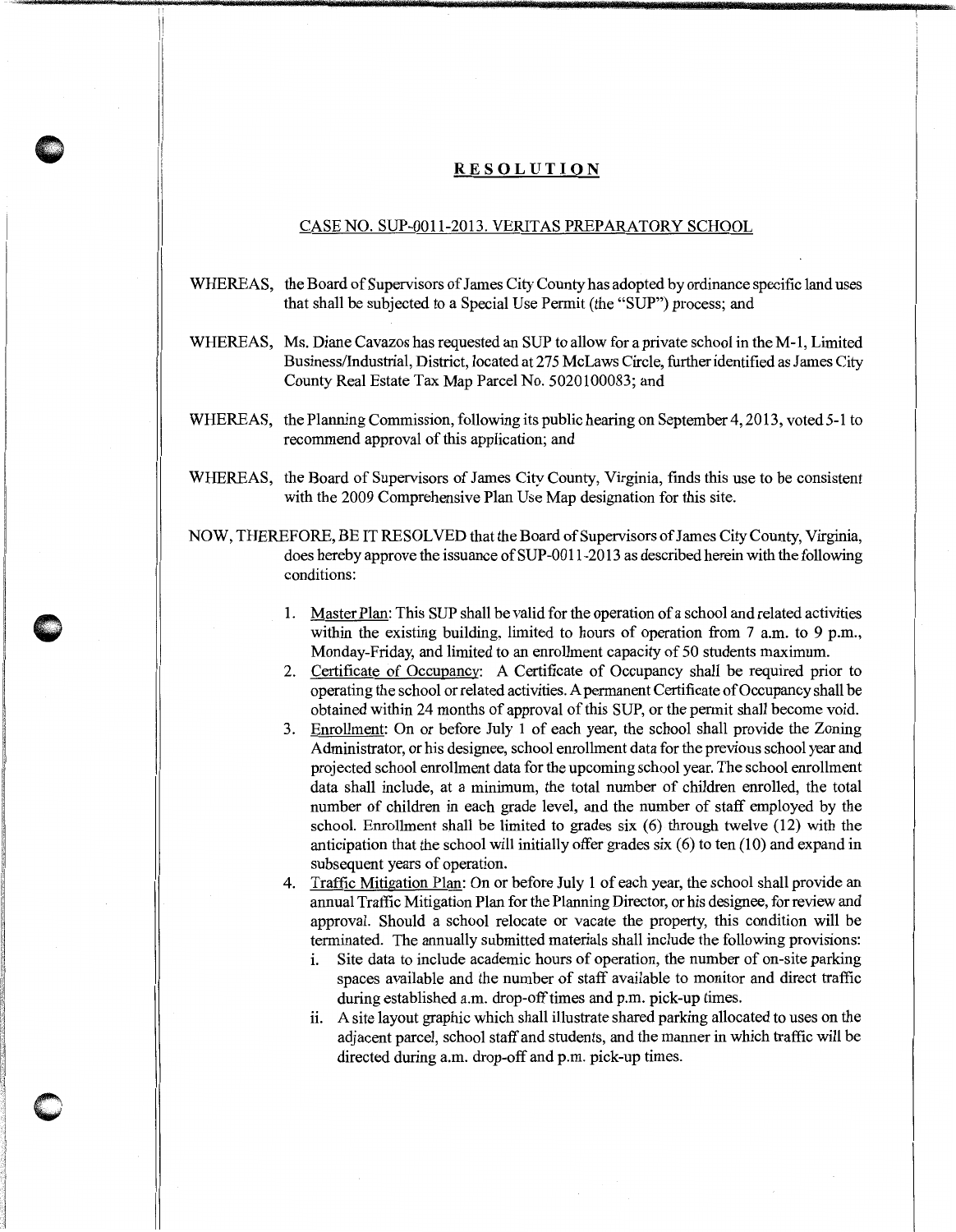# **RESOLUTION**

CASE NO. SUP-0011-2013. VERITAS PREPARATORY SCHOOL

WHEREAS, the Board of Supervisors of James City County has adopted by ordinance specific land uses that shall be subjected to a Special Use Permit (the "SUP") process; and

WHEREAS, Ms. Diane Cavazos has requested an SUP to allow for a private school in the M-1, Limited Business/Industrial, District, located at 275 McLaws Circle, further identified as James City County Real Estate Tax Map Parcel No. 5020100083; and

WHEREAS, the Planning Commission, following its public hearing on September 4, 2013, voted 5-1 to recommend approval of this application; and

WHEREAS, the Board of Supervisors of James City County, Virginia, finds this use to be consistent with the 2009 Comprehensive Plan Use Map designation for this site.

NOW, THEREFORE, BE IT RESOLVED that the Board of Supervisors of James City County, Virginia, does hereby approve the issuance of SUP-0011-2013 as described herein with the following conditions:

1. Master Plan: This SUP shall be valid for the operation of a school and related activities within the existing building, limited to hours of operation from 7 a.m. to 9 p.m., Monday-Friday, and limited to an enrollment capacity of 50 students maximum.
2. Certificate of Occupancy: A Certificate of Occupancy shall be required prior to operating the school or related activities. A permanent Certificate of Occupancy shall be obtained within 24 months of approval of this SUP, or the permit shall become void.
3. Enrollment: On or before July 1 of each year, the school shall provide the Zoning Administrator, or his designee, school enrollment data for the previous school year and projected school enrollment data for the upcoming school year. The school enrollment data shall include, at a minimum, the total number of children enrolled, the total number of children in each grade level, and the number of staff employed by the school. Enrollment shall be limited to grades six (6) through twelve (12) with the anticipation that the school will initially offer grades six (6) to ten (10) and expand in subsequent years of operation.
4. Traffic Mitigation Plan: On or before July 1 of each year, the school shall provide an annual Traffic Mitigation Plan for the Planning Director, or his designee, for review and approval. Should a school relocate or vacate the property, this condition will be terminated. The annually submitted materials shall include the following provisions:
   1. Site data to include academic hours of operation, the number of on-site parking spaces available and the number of staff available to monitor and direct traffic during established a.m. drop-off times and p.m. pick-up times.
   2. A site layout graphic which shall illustrate shared parking allocated to uses on the adjacent parcel, school staff and students, and the manner in which traffic will be directed during a.m. drop-off and p.m. pick-up times.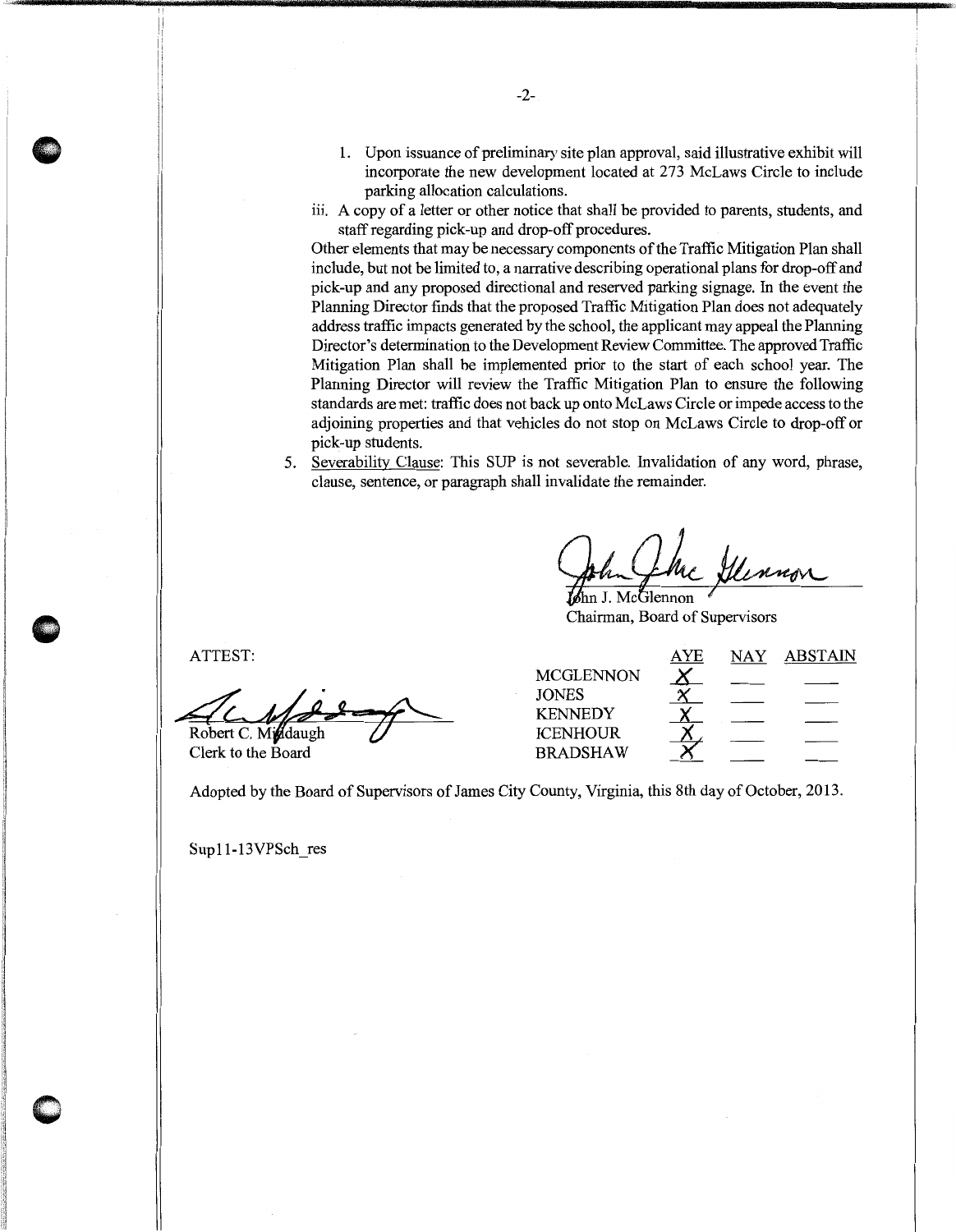1. Upon issuance of preliminary site plan approval, said illustrative exhibit will incorporate the new development located at 273 McLaws Circle to include parking allocation calculations.

iii. A copy of a letter or other notice that shall be provided to parents, students, and staff regarding pick-up and drop-off procedures.

Other elements that may be necessary components of the Traffic Mitigation Plan shall include, but not be limited to, a narrative describing operational plans for drop-off and pick-up and any proposed directional and reserved parking signage. In the event the Planning Director finds that the proposed Traffic Mitigation Plan does not adequately address traffic impacts generated by the school, the applicant may appeal the Planning Director's determination to the Development Review Committee. The approved Traffic Mitigation Plan shall be implemented prior to the start of each school year. The Planning Director will review the Traffic Mitigation Plan to ensure the following standards are met: traffic does not back up onto McLaws Circle or impede access to the adjoining properties and that vehicles do not stop on McLaws Circle to drop-off or pick-up students.

5. Severability Clause: This SUP is not severable. Invalidation of any word, phrase, clause, sentence, or paragraph shall invalidate the remainder.

John J. McGlennon
Chairman, Board of Supervisors

ATTEST:

Robert C. Middaugh
Clerk to the Board

| | AYE | NAY | ABSTAIN |
|---|---|---|---|
| MCGLENNON | X | | |
| JONES | X | | |
| KENNEDY | X | | |
| ICENHOUR | X | | |
| BRADSHAW | X | | |

Adopted by the Board of Supervisors of James City County, Virginia, this 8th day of October, 2013.

Sup11-13VPSch_res